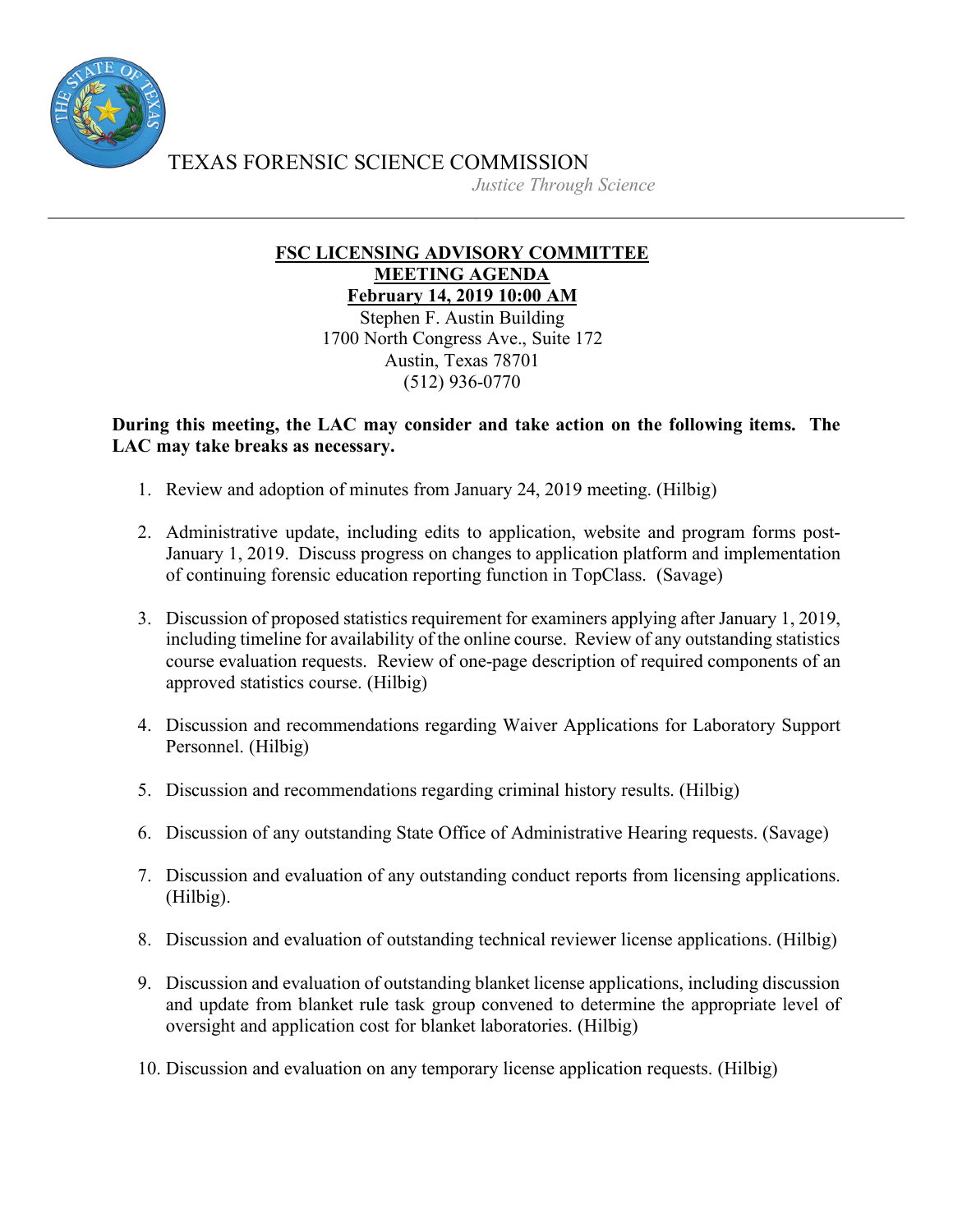TEXAS FORENSIC SCIENCE COMMISSION

*Justice Through Science*

---

**FSC LICENSING ADVISORY COMMITTEE**
**MEETING AGENDA**
**February 14, 2019 10:00 AM**

Stephen F. Austin Building
1700 North Congress Ave., Suite 172
Austin, Texas 78701
(512) 936-0770

**During this meeting, the LAC may consider and take action on the following items. The LAC may take breaks as necessary.**

1. Review and adoption of minutes from January 24, 2019 meeting. (Hilbig)

2. Administrative update, including edits to application, website and program forms post-January 1, 2019. Discuss progress on changes to application platform and implementation of continuing forensic education reporting function in TopClass. (Savage)

3. Discussion of proposed statistics requirement for examiners applying after January 1, 2019, including timeline for availability of the online course. Review of any outstanding statistics course evaluation requests. Review of one-page description of required components of an approved statistics course. (Hilbig)

4. Discussion and recommendations regarding Waiver Applications for Laboratory Support Personnel. (Hilbig)

5. Discussion and recommendations regarding criminal history results. (Hilbig)

6. Discussion of any outstanding State Office of Administrative Hearing requests. (Savage)

7. Discussion and evaluation of any outstanding conduct reports from licensing applications. (Hilbig).

8. Discussion and evaluation of outstanding technical reviewer license applications. (Hilbig)

9. Discussion and evaluation of outstanding blanket license applications, including discussion and update from blanket rule task group convened to determine the appropriate level of oversight and application cost for blanket laboratories. (Hilbig)

10. Discussion and evaluation on any temporary license application requests. (Hilbig)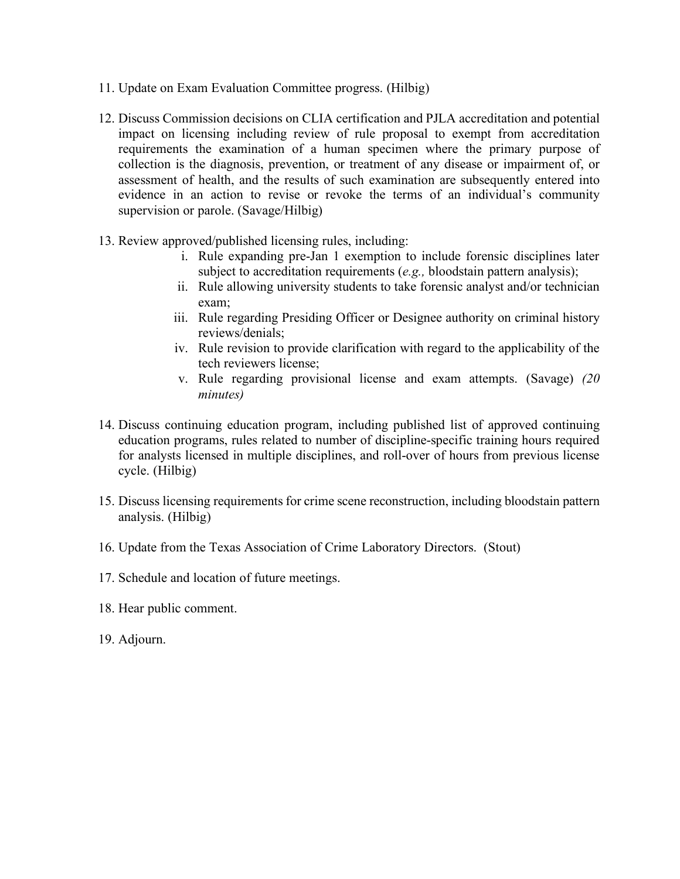11. Update on Exam Evaluation Committee progress. (Hilbig)

12. Discuss Commission decisions on CLIA certification and PJLA accreditation and potential impact on licensing including review of rule proposal to exempt from accreditation requirements the examination of a human specimen where the primary purpose of collection is the diagnosis, prevention, or treatment of any disease or impairment of, or assessment of health, and the results of such examination are subsequently entered into evidence in an action to revise or revoke the terms of an individual's community supervision or parole. (Savage/Hilbig)

13. Review approved/published licensing rules, including:
    i. Rule expanding pre-Jan 1 exemption to include forensic disciplines later subject to accreditation requirements (*e.g.,* bloodstain pattern analysis);
    ii. Rule allowing university students to take forensic analyst and/or technician exam;
    iii. Rule regarding Presiding Officer or Designee authority on criminal history reviews/denials;
    iv. Rule revision to provide clarification with regard to the applicability of the tech reviewers license;
    v. Rule regarding provisional license and exam attempts. (Savage) *(20 minutes)*

14. Discuss continuing education program, including published list of approved continuing education programs, rules related to number of discipline-specific training hours required for analysts licensed in multiple disciplines, and roll-over of hours from previous license cycle. (Hilbig)

15. Discuss licensing requirements for crime scene reconstruction, including bloodstain pattern analysis. (Hilbig)

16. Update from the Texas Association of Crime Laboratory Directors. (Stout)

17. Schedule and location of future meetings.

18. Hear public comment.

19. Adjourn.